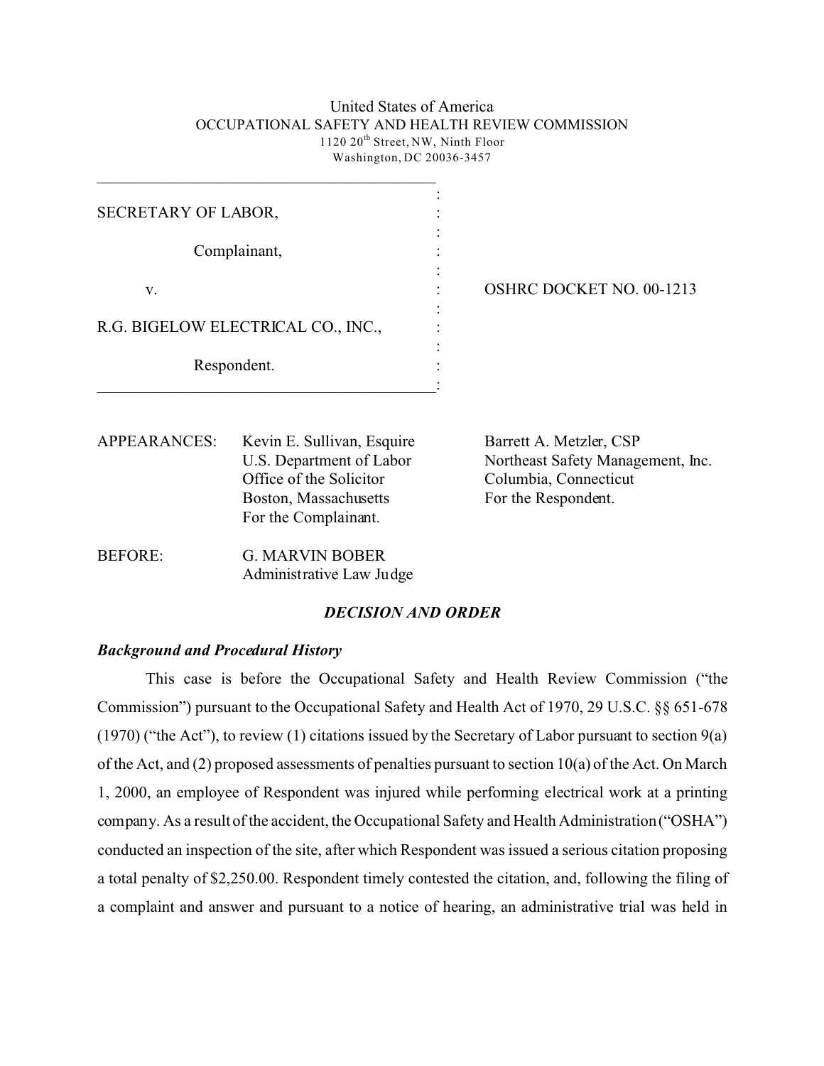United States of America
OCCUPATIONAL SAFETY AND HEALTH REVIEW COMMISSION
1120 20th Street, NW, Ninth Floor
Washington, DC 20036-3457

| | |
|---|---|
| SECRETARY OF LABOR,<br><br>Complainant,<br><br>v.<br><br>R.G. BIGELOW ELECTRICAL CO., INC.,<br><br>Respondent. | OSHRC DOCKET NO. 00-1213 |

APPEARANCES: Kevin E. Sullivan, Esquire
U.S. Department of Labor
Office of the Solicitor
Boston, Massachusetts
For the Complainant.

Barrett A. Metzler, CSP
Northeast Safety Management, Inc.
Columbia, Connecticut
For the Respondent.

BEFORE: G. MARVIN BOBER
Administrative Law Judge

## *DECISION AND ORDER*

### *Background and Procedural History*

This case is before the Occupational Safety and Health Review Commission ("the Commission") pursuant to the Occupational Safety and Health Act of 1970, 29 U.S.C. §§ 651-678 (1970) ("the Act"), to review (1) citations issued by the Secretary of Labor pursuant to section 9(a) of the Act, and (2) proposed assessments of penalties pursuant to section 10(a) of the Act. On March 1, 2000, an employee of Respondent was injured while performing electrical work at a printing company. As a result of the accident, the Occupational Safety and Health Administration ("OSHA") conducted an inspection of the site, after which Respondent was issued a serious citation proposing a total penalty of $2,250.00. Respondent timely contested the citation, and, following the filing of a complaint and answer and pursuant to a notice of hearing, an administrative trial was held in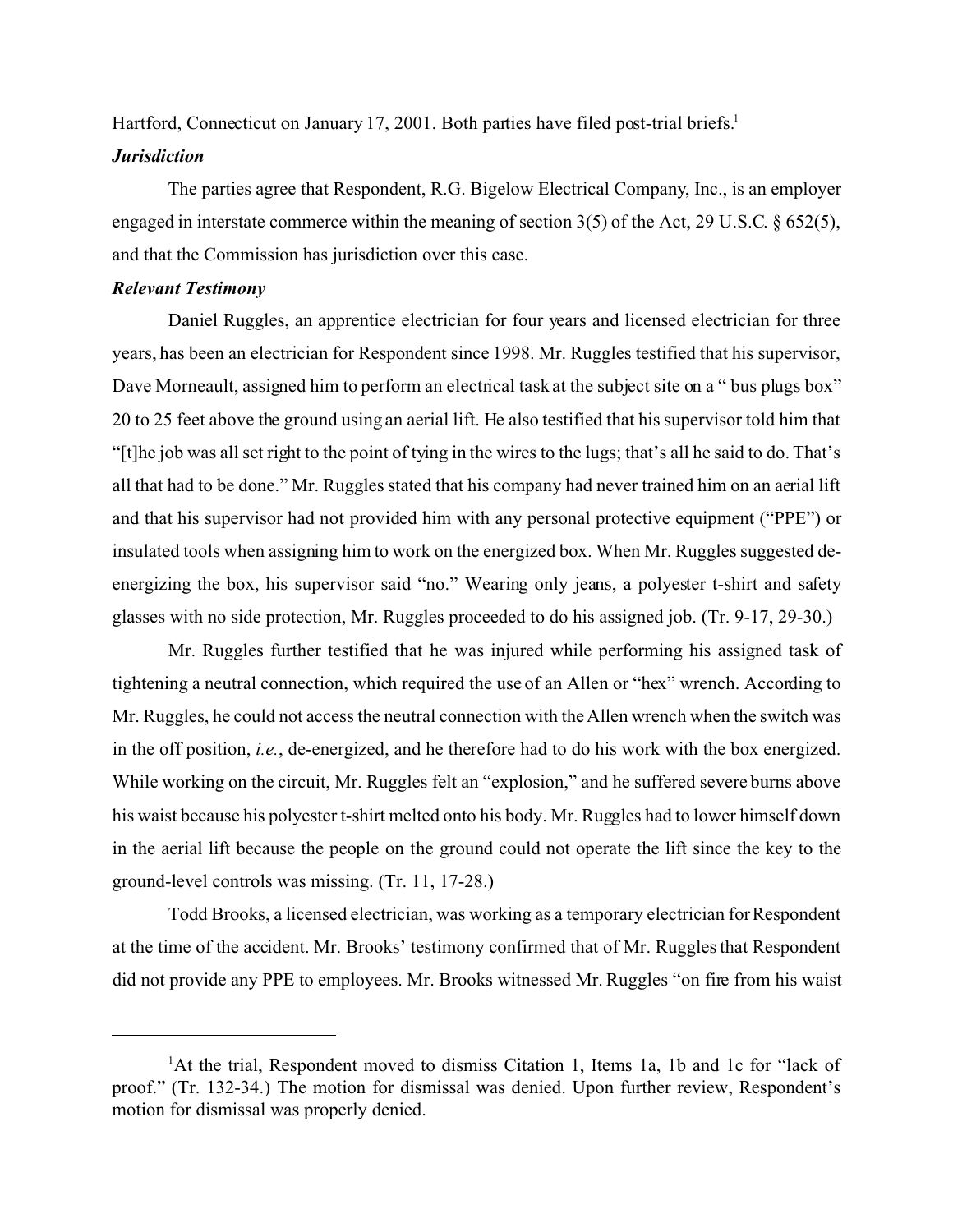Hartford, Connecticut on January 17, 2001. Both parties have filed post-trial briefs.[1]

***Jurisdiction***

The parties agree that Respondent, R.G. Bigelow Electrical Company, Inc., is an employer engaged in interstate commerce within the meaning of section 3(5) of the Act, 29 U.S.C. § 652(5), and that the Commission has jurisdiction over this case.

***Relevant Testimony***

Daniel Ruggles, an apprentice electrician for four years and licensed electrician for three years, has been an electrician for Respondent since 1998. Mr. Ruggles testified that his supervisor, Dave Morneault, assigned him to perform an electrical task at the subject site on a " bus plugs box" 20 to 25 feet above the ground using an aerial lift. He also testified that his supervisor told him that "[t]he job was all set right to the point of tying in the wires to the lugs; that's all he said to do. That's all that had to be done." Mr. Ruggles stated that his company had never trained him on an aerial lift and that his supervisor had not provided him with any personal protective equipment ("PPE") or insulated tools when assigning him to work on the energized box. When Mr. Ruggles suggested de-energizing the box, his supervisor said "no." Wearing only jeans, a polyester t-shirt and safety glasses with no side protection, Mr. Ruggles proceeded to do his assigned job. (Tr. 9-17, 29-30.)

Mr. Ruggles further testified that he was injured while performing his assigned task of tightening a neutral connection, which required the use of an Allen or "hex" wrench. According to Mr. Ruggles, he could not access the neutral connection with the Allen wrench when the switch was in the off position, *i.e.*, de-energized, and he therefore had to do his work with the box energized. While working on the circuit, Mr. Ruggles felt an "explosion," and he suffered severe burns above his waist because his polyester t-shirt melted onto his body. Mr. Ruggles had to lower himself down in the aerial lift because the people on the ground could not operate the lift since the key to the ground-level controls was missing. (Tr. 11, 17-28.)

Todd Brooks, a licensed electrician, was working as a temporary electrician for Respondent at the time of the accident. Mr. Brooks' testimony confirmed that of Mr. Ruggles that Respondent did not provide any PPE to employees. Mr. Brooks witnessed Mr. Ruggles "on fire from his waist

---

[1]At the trial, Respondent moved to dismiss Citation 1, Items 1a, 1b and 1c for "lack of proof." (Tr. 132-34.) The motion for dismissal was denied. Upon further review, Respondent's motion for dismissal was properly denied.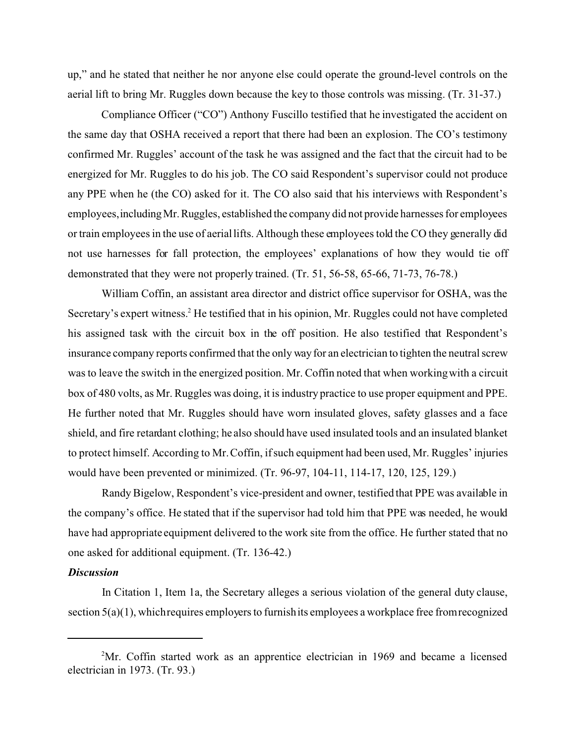up," and he stated that neither he nor anyone else could operate the ground-level controls on the aerial lift to bring Mr. Ruggles down because the key to those controls was missing. (Tr. 31-37.)

Compliance Officer ("CO") Anthony Fuscillo testified that he investigated the accident on the same day that OSHA received a report that there had been an explosion. The CO's testimony confirmed Mr. Ruggles' account of the task he was assigned and the fact that the circuit had to be energized for Mr. Ruggles to do his job. The CO said Respondent's supervisor could not produce any PPE when he (the CO) asked for it. The CO also said that his interviews with Respondent's employees, including Mr. Ruggles, established the company did not provide harnesses for employees or train employees in the use of aerial lifts. Although these employees told the CO they generally did not use harnesses for fall protection, the employees' explanations of how they would tie off demonstrated that they were not properly trained. (Tr. 51, 56-58, 65-66, 71-73, 76-78.)

William Coffin, an assistant area director and district office supervisor for OSHA, was the Secretary's expert witness.[2] He testified that in his opinion, Mr. Ruggles could not have completed his assigned task with the circuit box in the off position. He also testified that Respondent's insurance company reports confirmed that the only way for an electrician to tighten the neutral screw was to leave the switch in the energized position. Mr. Coffin noted that when working with a circuit box of 480 volts, as Mr. Ruggles was doing, it is industry practice to use proper equipment and PPE. He further noted that Mr. Ruggles should have worn insulated gloves, safety glasses and a face shield, and fire retardant clothing; he also should have used insulated tools and an insulated blanket to protect himself. According to Mr. Coffin, if such equipment had been used, Mr. Ruggles' injuries would have been prevented or minimized. (Tr. 96-97, 104-11, 114-17, 120, 125, 129.)

Randy Bigelow, Respondent's vice-president and owner, testified that PPE was available in the company's office. He stated that if the supervisor had told him that PPE was needed, he would have had appropriate equipment delivered to the work site from the office. He further stated that no one asked for additional equipment. (Tr. 136-42.)

***Discussion***

In Citation 1, Item 1a, the Secretary alleges a serious violation of the general duty clause, section 5(a)(1), which requires employers to furnish its employees a workplace free from recognized

---

[2]Mr. Coffin started work as an apprentice electrician in 1969 and became a licensed electrician in 1973. (Tr. 93.)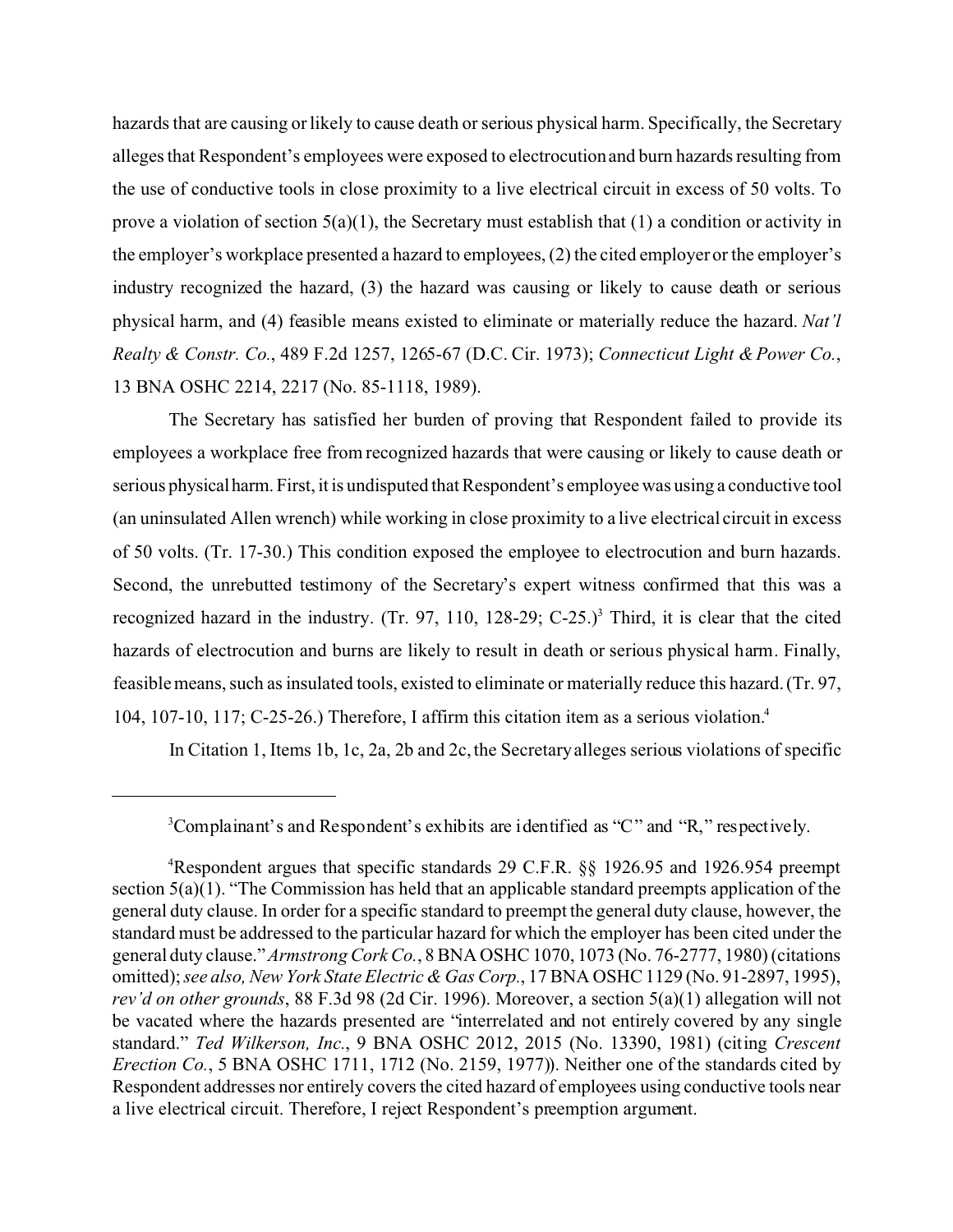hazards that are causing or likely to cause death or serious physical harm. Specifically, the Secretary alleges that Respondent's employees were exposed to electrocution and burn hazards resulting from the use of conductive tools in close proximity to a live electrical circuit in excess of 50 volts. To prove a violation of section 5(a)(1), the Secretary must establish that (1) a condition or activity in the employer's workplace presented a hazard to employees, (2) the cited employer or the employer's industry recognized the hazard, (3) the hazard was causing or likely to cause death or serious physical harm, and (4) feasible means existed to eliminate or materially reduce the hazard. *Nat'l Realty & Constr. Co.*, 489 F.2d 1257, 1265-67 (D.C. Cir. 1973); *Connecticut Light & Power Co.*, 13 BNA OSHC 2214, 2217 (No. 85-1118, 1989).

The Secretary has satisfied her burden of proving that Respondent failed to provide its employees a workplace free from recognized hazards that were causing or likely to cause death or serious physical harm. First, it is undisputed that Respondent's employee was using a conductive tool (an uninsulated Allen wrench) while working in close proximity to a live electrical circuit in excess of 50 volts. (Tr. 17-30.) This condition exposed the employee to electrocution and burn hazards. Second, the unrebutted testimony of the Secretary's expert witness confirmed that this was a recognized hazard in the industry. (Tr. 97, 110, 128-29; C-25.)[3] Third, it is clear that the cited hazards of electrocution and burns are likely to result in death or serious physical harm. Finally, feasible means, such as insulated tools, existed to eliminate or materially reduce this hazard. (Tr. 97, 104, 107-10, 117; C-25-26.) Therefore, I affirm this citation item as a serious violation.[4]

In Citation 1, Items 1b, 1c, 2a, 2b and 2c, the Secretary alleges serious violations of specific

---

[3]Complainant's and Respondent's exhibits are identified as "C" and "R," respectively.

[4]Respondent argues that specific standards 29 C.F.R. §§ 1926.95 and 1926.954 preempt section 5(a)(1). "The Commission has held that an applicable standard preempts application of the general duty clause. In order for a specific standard to preempt the general duty clause, however, the standard must be addressed to the particular hazard for which the employer has been cited under the general duty clause." *Armstrong Cork Co.*, 8 BNA OSHC 1070, 1073 (No. 76-2777, 1980) (citations omitted); *see also, New York State Electric & Gas Corp.*, 17 BNA OSHC 1129 (No. 91-2897, 1995), *rev'd on other grounds*, 88 F.3d 98 (2d Cir. 1996). Moreover, a section 5(a)(1) allegation will not be vacated where the hazards presented are "interrelated and not entirely covered by any single standard." *Ted Wilkerson, Inc.*, 9 BNA OSHC 2012, 2015 (No. 13390, 1981) (citing *Crescent Erection Co.*, 5 BNA OSHC 1711, 1712 (No. 2159, 1977)). Neither one of the standards cited by Respondent addresses nor entirely covers the cited hazard of employees using conductive tools near a live electrical circuit. Therefore, I reject Respondent's preemption argument.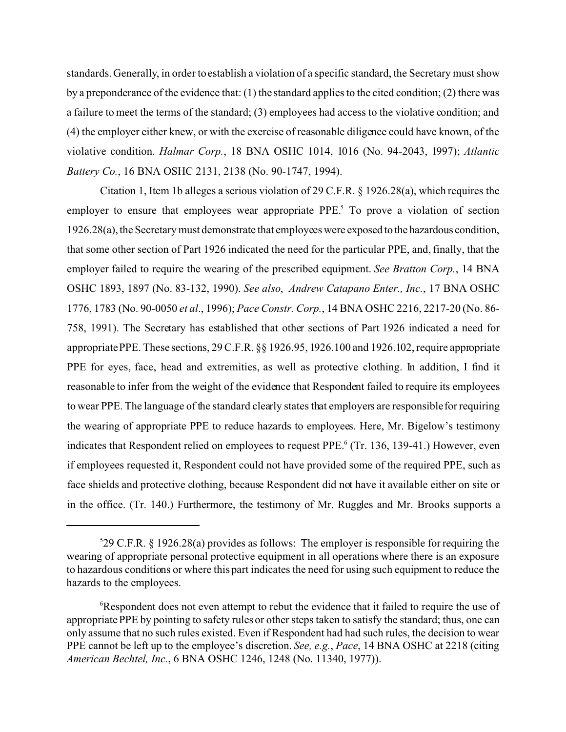standards. Generally, in order to establish a violation of a specific standard, the Secretary must show by a preponderance of the evidence that: (1) the standard applies to the cited condition; (2) there was a failure to meet the terms of the standard; (3) employees had access to the violative condition; and (4) the employer either knew, or with the exercise of reasonable diligence could have known, of the violative condition. *Halmar Corp.*, 18 BNA OSHC 1014, 1016 (No. 94-2043, 1997); *Atlantic Battery Co.*, 16 BNA OSHC 2131, 2138 (No. 90-1747, 1994).

Citation 1, Item 1b alleges a serious violation of 29 C.F.R. § 1926.28(a), which requires the employer to ensure that employees wear appropriate PPE.[5] To prove a violation of section 1926.28(a), the Secretary must demonstrate that employees were exposed to the hazardous condition, that some other section of Part 1926 indicated the need for the particular PPE, and, finally, that the employer failed to require the wearing of the prescribed equipment. *See Bratton Corp.*, 14 BNA OSHC 1893, 1897 (No. 83-132, 1990). *See also*, *Andrew Catapano Enter., Inc.*, 17 BNA OSHC 1776, 1783 (No. 90-0050 *et al*., 1996); *Pace Constr. Corp.*, 14 BNA OSHC 2216, 2217-20 (No. 86-758, 1991). The Secretary has established that other sections of Part 1926 indicated a need for appropriate PPE. These sections, 29 C.F.R. §§ 1926.95, 1926.100 and 1926.102, require appropriate PPE for eyes, face, head and extremities, as well as protective clothing. In addition, I find it reasonable to infer from the weight of the evidence that Respondent failed to require its employees to wear PPE. The language of the standard clearly states that employers are responsible for requiring the wearing of appropriate PPE to reduce hazards to employees. Here, Mr. Bigelow's testimony indicates that Respondent relied on employees to request PPE.[6] (Tr. 136, 139-41.) However, even if employees requested it, Respondent could not have provided some of the required PPE, such as face shields and protective clothing, because Respondent did not have it available either on site or in the office. (Tr. 140.) Furthermore, the testimony of Mr. Ruggles and Mr. Brooks supports a

---

[5]29 C.F.R. § 1926.28(a) provides as follows: The employer is responsible for requiring the wearing of appropriate personal protective equipment in all operations where there is an exposure to hazardous conditions or where this part indicates the need for using such equipment to reduce the hazards to the employees.

[6]Respondent does not even attempt to rebut the evidence that it failed to require the use of appropriate PPE by pointing to safety rules or other steps taken to satisfy the standard; thus, one can only assume that no such rules existed. Even if Respondent had had such rules, the decision to wear PPE cannot be left up to the employee's discretion. *See, e.g.*, *Pace*, 14 BNA OSHC at 2218 (citing *American Bechtel, Inc.*, 6 BNA OSHC 1246, 1248 (No. 11340, 1977)).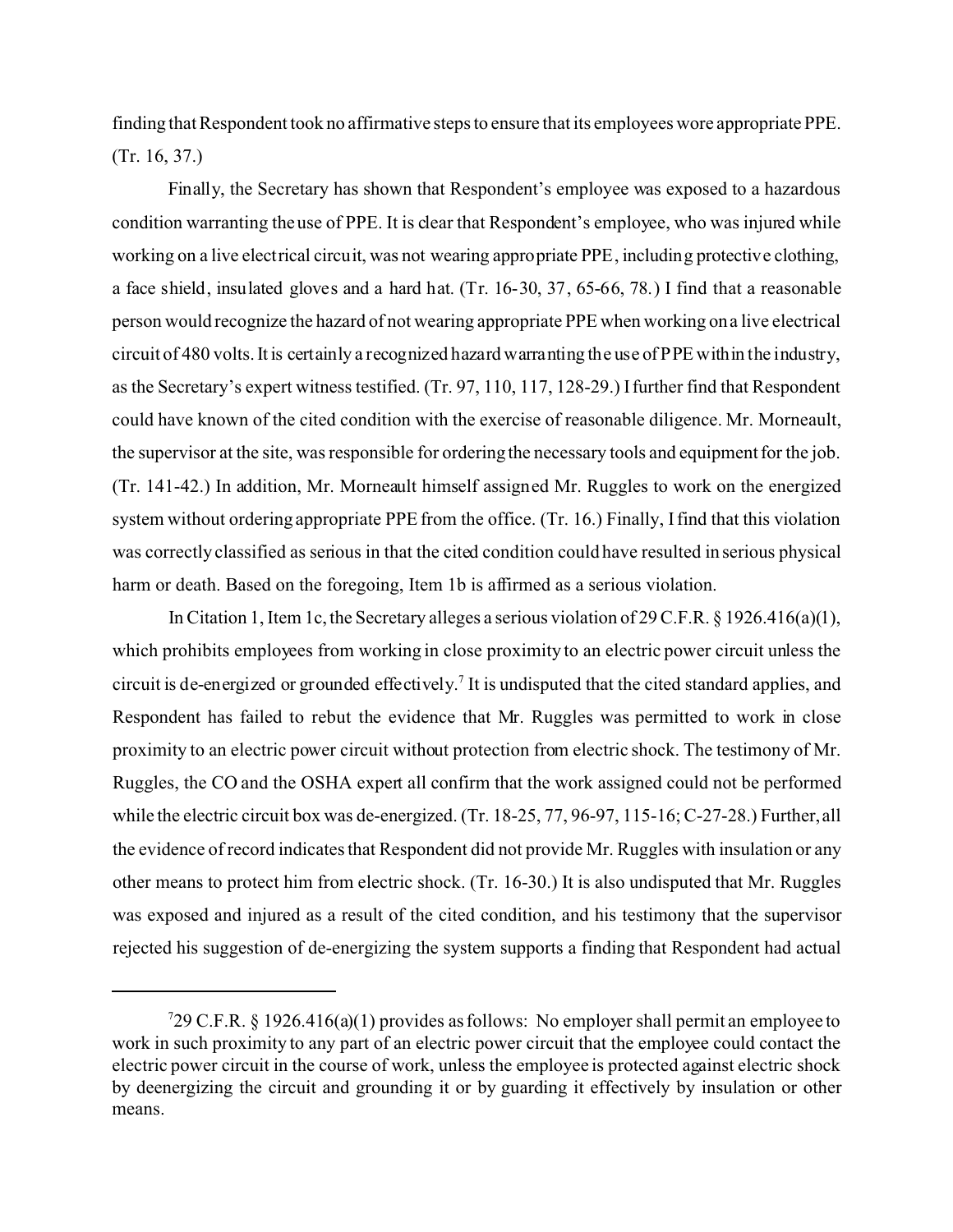finding that Respondent took no affirmative steps to ensure that its employees wore appropriate PPE. (Tr. 16, 37.)

Finally, the Secretary has shown that Respondent's employee was exposed to a hazardous condition warranting the use of PPE. It is clear that Respondent's employee, who was injured while working on a live electrical circuit, was not wearing appropriate PPE, including protective clothing, a face shield, insulated gloves and a hard hat. (Tr. 16-30, 37, 65-66, 78.) I find that a reasonable person would recognize the hazard of not wearing appropriate PPE when working on a live electrical circuit of 480 volts. It is certainly a recognized hazard warranting the use of PPE within the industry, as the Secretary's expert witness testified. (Tr. 97, 110, 117, 128-29.) I further find that Respondent could have known of the cited condition with the exercise of reasonable diligence. Mr. Morneault, the supervisor at the site, was responsible for ordering the necessary tools and equipment for the job. (Tr. 141-42.) In addition, Mr. Morneault himself assigned Mr. Ruggles to work on the energized system without ordering appropriate PPE from the office. (Tr. 16.) Finally, I find that this violation was correctly classified as serious in that the cited condition could have resulted in serious physical harm or death. Based on the foregoing, Item 1b is affirmed as a serious violation.

In Citation 1, Item 1c, the Secretary alleges a serious violation of 29 C.F.R. § 1926.416(a)(1), which prohibits employees from working in close proximity to an electric power circuit unless the circuit is de-energized or grounded effectively.[7] It is undisputed that the cited standard applies, and Respondent has failed to rebut the evidence that Mr. Ruggles was permitted to work in close proximity to an electric power circuit without protection from electric shock. The testimony of Mr. Ruggles, the CO and the OSHA expert all confirm that the work assigned could not be performed while the electric circuit box was de-energized. (Tr. 18-25, 77, 96-97, 115-16; C-27-28.) Further, all the evidence of record indicates that Respondent did not provide Mr. Ruggles with insulation or any other means to protect him from electric shock. (Tr. 16-30.) It is also undisputed that Mr. Ruggles was exposed and injured as a result of the cited condition, and his testimony that the supervisor rejected his suggestion of de-energizing the system supports a finding that Respondent had actual

---

[7] 29 C.F.R. § 1926.416(a)(1) provides as follows: No employer shall permit an employee to work in such proximity to any part of an electric power circuit that the employee could contact the electric power circuit in the course of work, unless the employee is protected against electric shock by deenergizing the circuit and grounding it or by guarding it effectively by insulation or other means.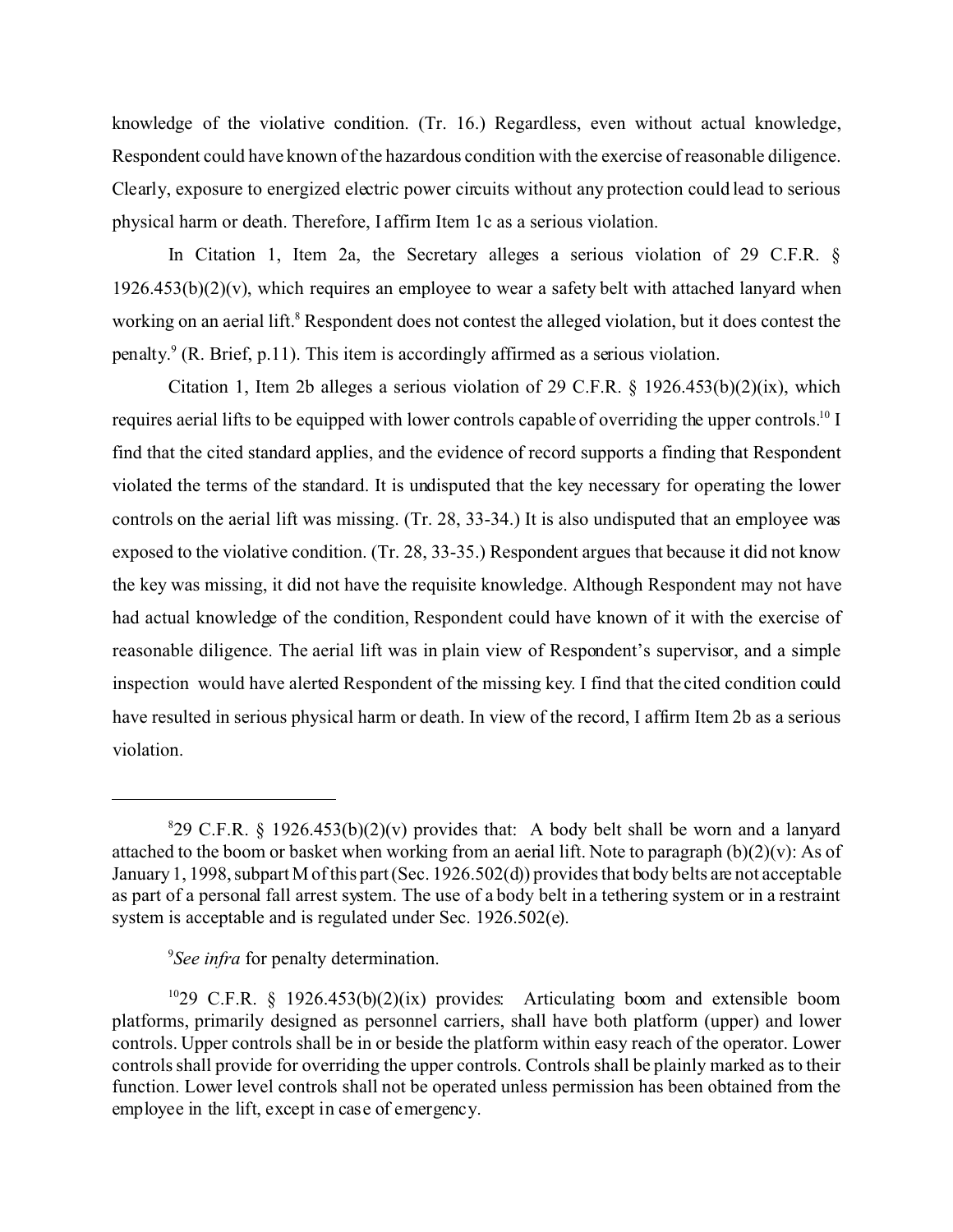knowledge of the violative condition. (Tr. 16.) Regardless, even without actual knowledge, Respondent could have known of the hazardous condition with the exercise of reasonable diligence. Clearly, exposure to energized electric power circuits without any protection could lead to serious physical harm or death. Therefore, I affirm Item 1c as a serious violation.

In Citation 1, Item 2a, the Secretary alleges a serious violation of 29 C.F.R. § 1926.453(b)(2)(v), which requires an employee to wear a safety belt with attached lanyard when working on an aerial lift.[8] Respondent does not contest the alleged violation, but it does contest the penalty.[9] (R. Brief, p.11). This item is accordingly affirmed as a serious violation.

Citation 1, Item 2b alleges a serious violation of 29 C.F.R. § 1926.453(b)(2)(ix), which requires aerial lifts to be equipped with lower controls capable of overriding the upper controls.[10] I find that the cited standard applies, and the evidence of record supports a finding that Respondent violated the terms of the standard. It is undisputed that the key necessary for operating the lower controls on the aerial lift was missing. (Tr. 28, 33-34.) It is also undisputed that an employee was exposed to the violative condition. (Tr. 28, 33-35.) Respondent argues that because it did not know the key was missing, it did not have the requisite knowledge. Although Respondent may not have had actual knowledge of the condition, Respondent could have known of it with the exercise of reasonable diligence. The aerial lift was in plain view of Respondent's supervisor, and a simple inspection would have alerted Respondent of the missing key. I find that the cited condition could have resulted in serious physical harm or death. In view of the record, I affirm Item 2b as a serious violation.

---

[8] 29 C.F.R. § 1926.453(b)(2)(v) provides that: A body belt shall be worn and a lanyard attached to the boom or basket when working from an aerial lift. Note to paragraph (b)(2)(v): As of January 1, 1998, subpart M of this part (Sec. 1926.502(d)) provides that body belts are not acceptable as part of a personal fall arrest system. The use of a body belt in a tethering system or in a restraint system is acceptable and is regulated under Sec. 1926.502(e).

[9] *See infra* for penalty determination.

[10] 29 C.F.R. § 1926.453(b)(2)(ix) provides: Articulating boom and extensible boom platforms, primarily designed as personnel carriers, shall have both platform (upper) and lower controls. Upper controls shall be in or beside the platform within easy reach of the operator. Lower controls shall provide for overriding the upper controls. Controls shall be plainly marked as to their function. Lower level controls shall not be operated unless permission has been obtained from the employee in the lift, except in case of emergency.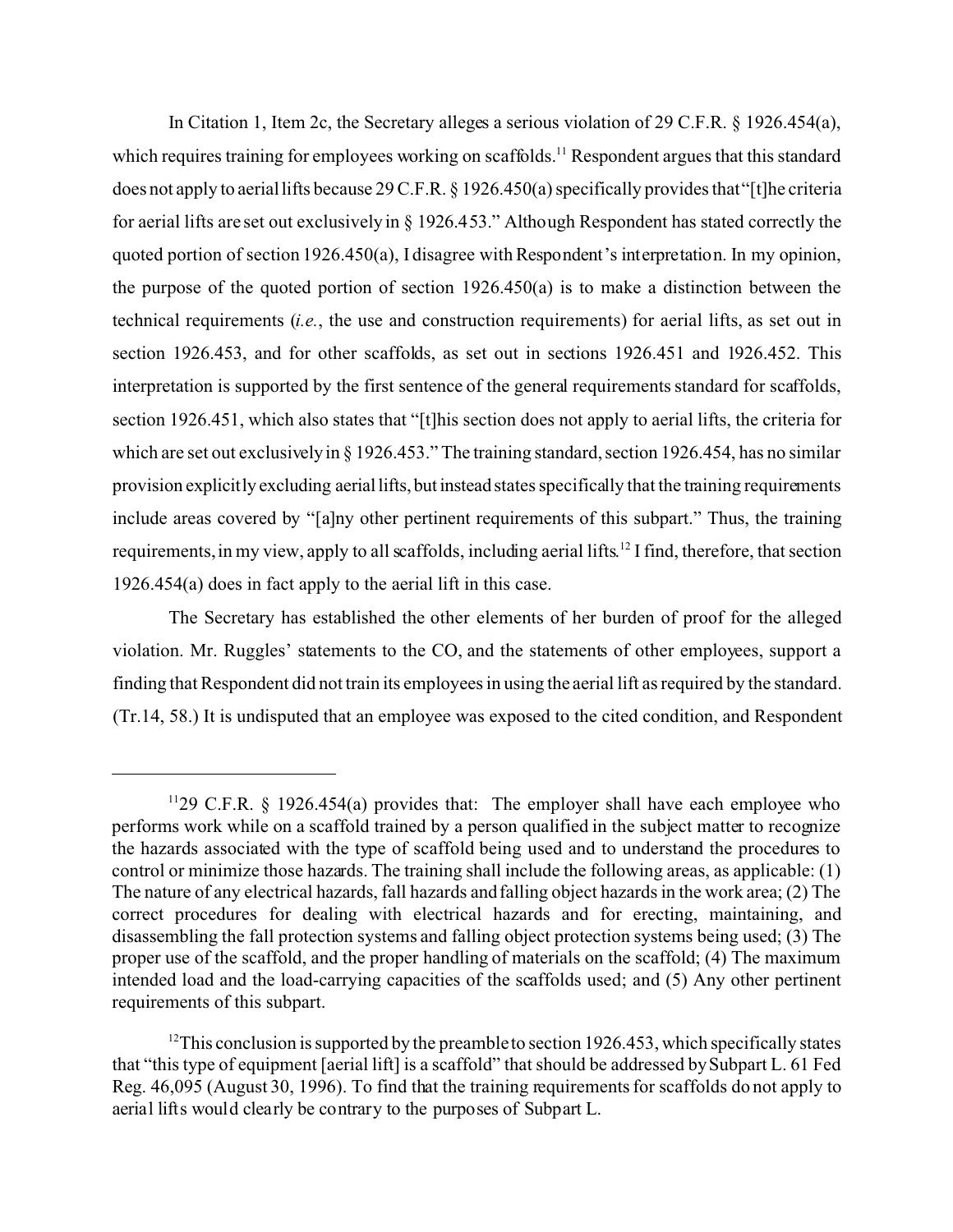In Citation 1, Item 2c, the Secretary alleges a serious violation of 29 C.F.R. § 1926.454(a), which requires training for employees working on scaffolds.[11] Respondent argues that this standard does not apply to aerial lifts because 29 C.F.R. § 1926.450(a) specifically provides that "[t]he criteria for aerial lifts are set out exclusively in § 1926.453." Although Respondent has stated correctly the quoted portion of section 1926.450(a), I disagree with Respondent's interpretation. In my opinion, the purpose of the quoted portion of section 1926.450(a) is to make a distinction between the technical requirements (*i.e.*, the use and construction requirements) for aerial lifts, as set out in section 1926.453, and for other scaffolds, as set out in sections 1926.451 and 1926.452. This interpretation is supported by the first sentence of the general requirements standard for scaffolds, section 1926.451, which also states that "[t]his section does not apply to aerial lifts, the criteria for which are set out exclusively in § 1926.453." The training standard, section 1926.454, has no similar provision explicitly excluding aerial lifts, but instead states specifically that the training requirements include areas covered by "[a]ny other pertinent requirements of this subpart." Thus, the training requirements, in my view, apply to all scaffolds, including aerial lifts.[12] I find, therefore, that section 1926.454(a) does in fact apply to the aerial lift in this case.

The Secretary has established the other elements of her burden of proof for the alleged violation. Mr. Ruggles' statements to the CO, and the statements of other employees, support a finding that Respondent did not train its employees in using the aerial lift as required by the standard. (Tr.14, 58.) It is undisputed that an employee was exposed to the cited condition, and Respondent

---

[11] 29 C.F.R. § 1926.454(a) provides that: The employer shall have each employee who performs work while on a scaffold trained by a person qualified in the subject matter to recognize the hazards associated with the type of scaffold being used and to understand the procedures to control or minimize those hazards. The training shall include the following areas, as applicable: (1) The nature of any electrical hazards, fall hazards and falling object hazards in the work area; (2) The correct procedures for dealing with electrical hazards and for erecting, maintaining, and disassembling the fall protection systems and falling object protection systems being used; (3) The proper use of the scaffold, and the proper handling of materials on the scaffold; (4) The maximum intended load and the load-carrying capacities of the scaffolds used; and (5) Any other pertinent requirements of this subpart.

[12] This conclusion is supported by the preamble to section 1926.453, which specifically states that "this type of equipment [aerial lift] is a scaffold" that should be addressed by Subpart L. 61 Fed Reg. 46,095 (August 30, 1996). To find that the training requirements for scaffolds do not apply to aerial lifts would clearly be contrary to the purposes of Subpart L.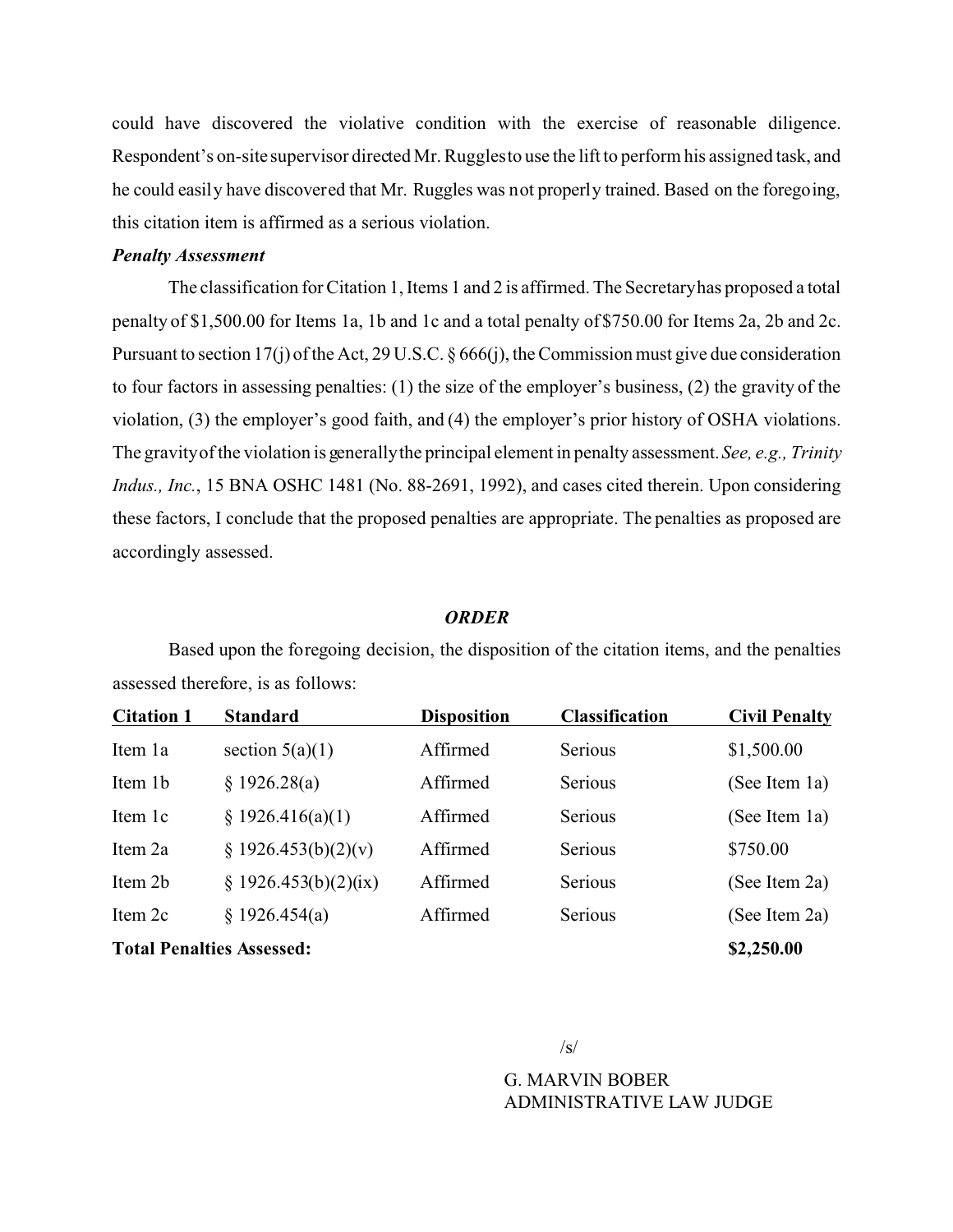could have discovered the violative condition with the exercise of reasonable diligence. Respondent's on-site supervisor directed Mr. Ruggles to use the lift to perform his assigned task, and he could easily have discovered that Mr. Ruggles was not properly trained. Based on the foregoing, this citation item is affirmed as a serious violation.

***Penalty Assessment***

The classification for Citation 1, Items 1 and 2 is affirmed. The Secretary has proposed a total penalty of $1,500.00 for Items 1a, 1b and 1c and a total penalty of $750.00 for Items 2a, 2b and 2c. Pursuant to section 17(j) of the Act, 29 U.S.C. § 666(j), the Commission must give due consideration to four factors in assessing penalties: (1) the size of the employer's business, (2) the gravity of the violation, (3) the employer's good faith, and (4) the employer's prior history of OSHA violations. The gravity of the violation is generally the principal element in penalty assessment. *See, e.g., Trinity Indus., Inc.*, 15 BNA OSHC 1481 (No. 88-2691, 1992), and cases cited therein. Upon considering these factors, I conclude that the proposed penalties are appropriate. The penalties as proposed are accordingly assessed.

***ORDER***

Based upon the foregoing decision, the disposition of the citation items, and the penalties assessed therefore, is as follows:

| Citation 1 | Standard | Disposition | Classification | Civil Penalty |
|---|---|---|---|---|
| Item 1a | section 5(a)(1) | Affirmed | Serious | $1,500.00 |
| Item 1b | § 1926.28(a) | Affirmed | Serious | (See Item 1a) |
| Item 1c | § 1926.416(a)(1) | Affirmed | Serious | (See Item 1a) |
| Item 2a | § 1926.453(b)(2)(v) | Affirmed | Serious | $750.00 |
| Item 2b | § 1926.453(b)(2)(ix) | Affirmed | Serious | (See Item 2a) |
| Item 2c | § 1926.454(a) | Affirmed | Serious | (See Item 2a) |
| **Total Penalties Assessed:** | | | | **$2,250.00** |

/s/

G. MARVIN BOBER
ADMINISTRATIVE LAW JUDGE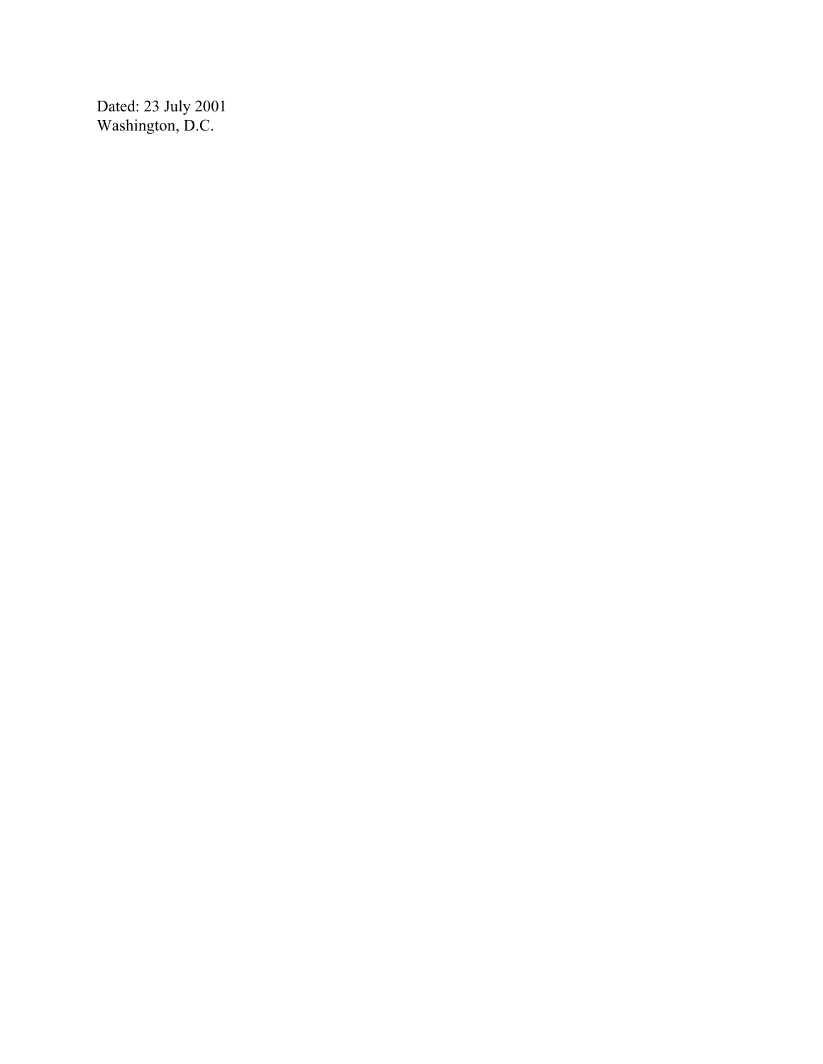Dated: 23 July 2001
Washington, D.C.